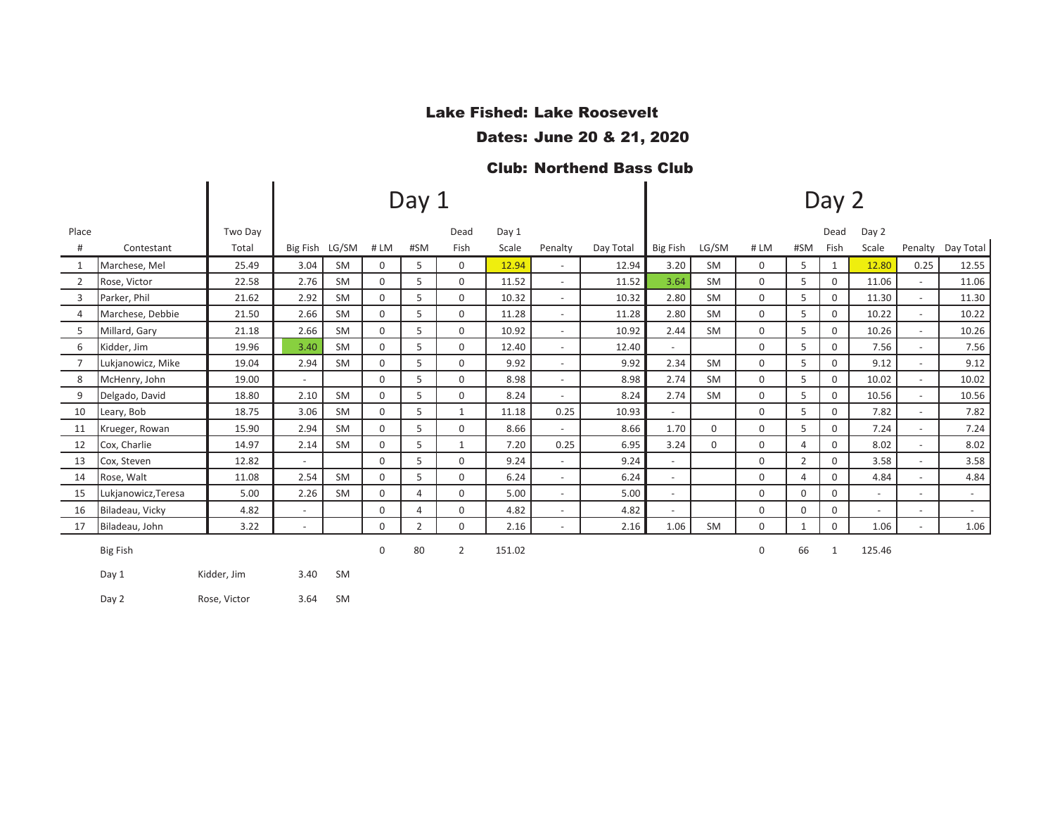**Lake Fished: Lake Roosevelt**

**Dates: June 20 & 21, 2020**

**Club: Northend Bass Club**

| Place # | Contestant | Two Day Total | Day 1 Big Fish | Day 1 LG/SM | Day 1 # LM | Day 1 #SM | Day 1 Dead Fish | Day 1 Scale | Day 1 Penalty | Day 1 Day Total | Day 2 Big Fish | Day 2 LG/SM | Day 2 # LM | Day 2 #SM | Day 2 Dead Fish | Day 2 Scale | Day 2 Penalty | Day 2 Day Total |
|---|---|---|---|---|---|---|---|---|---|---|---|---|---|---|---|---|---|---|
| 1 | Marchese, Mel | 25.49 | 3.04 | SM | 0 | 5 | 0 | 12.94 | - | 12.94 | 3.20 | SM | 0 | 5 | 1 | 12.80 | 0.25 | 12.55 |
| 2 | Rose, Victor | 22.58 | 2.76 | SM | 0 | 5 | 0 | 11.52 | - | 11.52 | 3.64 | SM | 0 | 5 | 0 | 11.06 | - | 11.06 |
| 3 | Parker, Phil | 21.62 | 2.92 | SM | 0 | 5 | 0 | 10.32 | - | 10.32 | 2.80 | SM | 0 | 5 | 0 | 11.30 | - | 11.30 |
| 4 | Marchese, Debbie | 21.50 | 2.66 | SM | 0 | 5 | 0 | 11.28 | - | 11.28 | 2.80 | SM | 0 | 5 | 0 | 10.22 | - | 10.22 |
| 5 | Millard, Gary | 21.18 | 2.66 | SM | 0 | 5 | 0 | 10.92 | - | 10.92 | 2.44 | SM | 0 | 5 | 0 | 10.26 | - | 10.26 |
| 6 | Kidder, Jim | 19.96 | 3.40 | SM | 0 | 5 | 0 | 12.40 | - | 12.40 | - | | 0 | 5 | 0 | 7.56 | - | 7.56 |
| 7 | Lukjanowicz, Mike | 19.04 | 2.94 | SM | 0 | 5 | 0 | 9.92 | - | 9.92 | 2.34 | SM | 0 | 5 | 0 | 9.12 | - | 9.12 |
| 8 | McHenry, John | 19.00 | - | | 0 | 5 | 0 | 8.98 | - | 8.98 | 2.74 | SM | 0 | 5 | 0 | 10.02 | - | 10.02 |
| 9 | Delgado, David | 18.80 | 2.10 | SM | 0 | 5 | 0 | 8.24 | - | 8.24 | 2.74 | SM | 0 | 5 | 0 | 10.56 | - | 10.56 |
| 10 | Leary, Bob | 18.75 | 3.06 | SM | 0 | 5 | 1 | 11.18 | 0.25 | 10.93 | - | | 0 | 5 | 0 | 7.82 | - | 7.82 |
| 11 | Krueger, Rowan | 15.90 | 2.94 | SM | 0 | 5 | 0 | 8.66 | - | 8.66 | 1.70 | 0 | 0 | 5 | 0 | 7.24 | - | 7.24 |
| 12 | Cox, Charlie | 14.97 | 2.14 | SM | 0 | 5 | 1 | 7.20 | 0.25 | 6.95 | 3.24 | 0 | 0 | 4 | 0 | 8.02 | - | 8.02 |
| 13 | Cox, Steven | 12.82 | - | | 0 | 5 | 0 | 9.24 | - | 9.24 | - | | 0 | 2 | 0 | 3.58 | - | 3.58 |
| 14 | Rose, Walt | 11.08 | 2.54 | SM | 0 | 5 | 0 | 6.24 | - | 6.24 | - | | 0 | 4 | 0 | 4.84 | - | 4.84 |
| 15 | Lukjanowicz,Teresa | 5.00 | 2.26 | SM | 0 | 4 | 0 | 5.00 | - | 5.00 | - | | 0 | 0 | 0 | - | - | - |
| 16 | Biladeau, Vicky | 4.82 | - | | 0 | 4 | 0 | 4.82 | - | 4.82 | - | | 0 | 0 | 0 | - | - | - |
| 17 | Biladeau, John | 3.22 | - | | 0 | 2 | 0 | 2.16 | - | 2.16 | 1.06 | SM | 0 | 1 | 0 | 1.06 | - | 1.06 |
| | | | | | 0 | 80 | 2 | 151.02 | | | | | 0 | 66 | 1 | 125.46 | | |

**Big Fish**

| | | | |
|---|---|---|---|
| Day 1 | Kidder, Jim | 3.40 | SM |
| Day 2 | Rose, Victor | 3.64 | SM |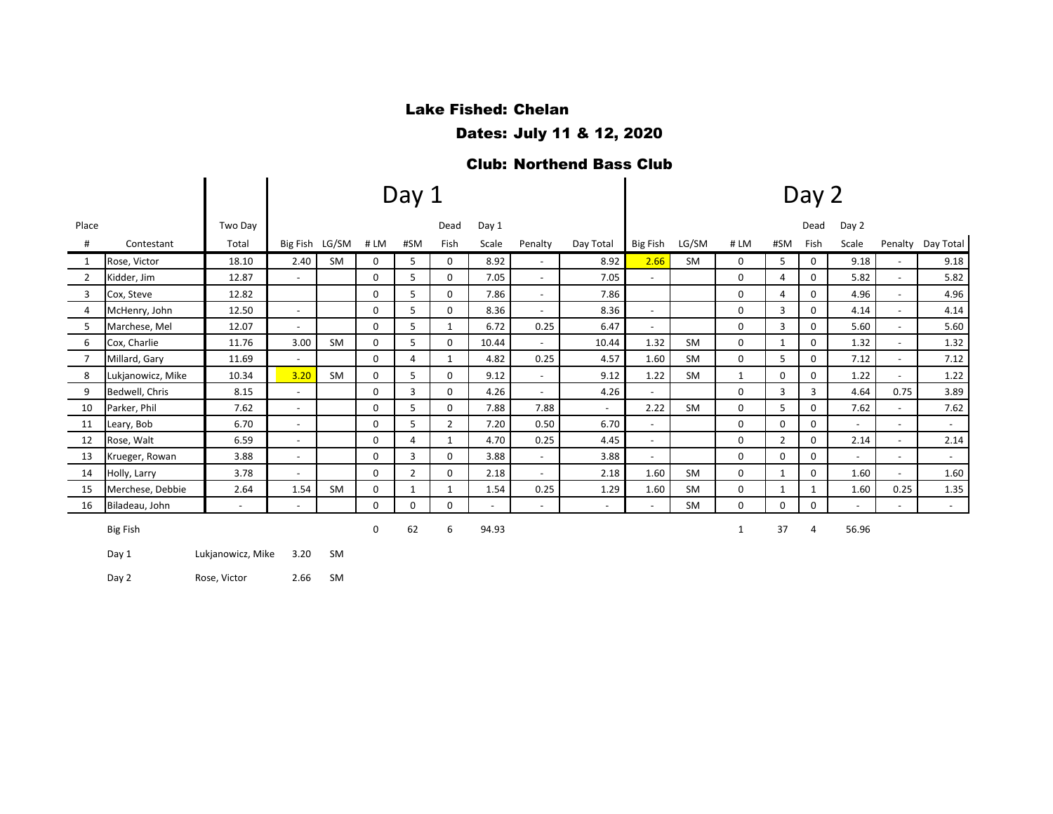**Lake Fished: Chelan**

**Dates: July 11 & 12, 2020**

**Club: Northend Bass Club**

| | | | Day 1 | | | | | | | | | Day 2 | | | | | | | | |
|---|---|---|---|---|---|---|---|---|---|---|---|---|---|---|---|---|---|---|---|---|
| Place # | Contestant | Two Day Total | Big Fish | LG/SM | # LM | #SM | Dead Fish | Day 1 Scale | Penalty | Day Total | Big Fish | LG/SM | # LM | #SM | Dead Fish | Day 2 Scale | Penalty | Day Total |
| 1 | Rose, Victor | 18.10 | 2.40 | SM | 0 | 5 | 0 | 8.92 | - | 8.92 | 2.66 | SM | 0 | 5 | 0 | 9.18 | - | 9.18 |
| 2 | Kidder, Jim | 12.87 | - | | 0 | 5 | 0 | 7.05 | - | 7.05 | - | | 0 | 4 | 0 | 5.82 | - | 5.82 |
| 3 | Cox, Steve | 12.82 | | | 0 | 5 | 0 | 7.86 | - | 7.86 | | | 0 | 4 | 0 | 4.96 | - | 4.96 |
| 4 | McHenry, John | 12.50 | - | | 0 | 5 | 0 | 8.36 | - | 8.36 | - | | 0 | 3 | 0 | 4.14 | - | 4.14 |
| 5 | Marchese, Mel | 12.07 | - | | 0 | 5 | 1 | 6.72 | 0.25 | 6.47 | - | | 0 | 3 | 0 | 5.60 | - | 5.60 |
| 6 | Cox, Charlie | 11.76 | 3.00 | SM | 0 | 5 | 0 | 10.44 | - | 10.44 | 1.32 | SM | 0 | 1 | 0 | 1.32 | - | 1.32 |
| 7 | Millard, Gary | 11.69 | - | | 0 | 4 | 1 | 4.82 | 0.25 | 4.57 | 1.60 | SM | 0 | 5 | 0 | 7.12 | - | 7.12 |
| 8 | Lukjanowicz, Mike | 10.34 | 3.20 | SM | 0 | 5 | 0 | 9.12 | - | 9.12 | 1.22 | SM | 1 | 0 | 0 | 1.22 | - | 1.22 |
| 9 | Bedwell, Chris | 8.15 | - | | 0 | 3 | 0 | 4.26 | - | 4.26 | - | | 0 | 3 | 3 | 4.64 | 0.75 | 3.89 |
| 10 | Parker, Phil | 7.62 | - | | 0 | 5 | 0 | 7.88 | 7.88 | - | 2.22 | SM | 0 | 5 | 0 | 7.62 | - | 7.62 |
| 11 | Leary, Bob | 6.70 | - | | 0 | 5 | 2 | 7.20 | 0.50 | 6.70 | - | | 0 | 0 | 0 | - | - | - |
| 12 | Rose, Walt | 6.59 | - | | 0 | 4 | 1 | 4.70 | 0.25 | 4.45 | - | | 0 | 2 | 0 | 2.14 | - | 2.14 |
| 13 | Krueger, Rowan | 3.88 | - | | 0 | 3 | 0 | 3.88 | - | 3.88 | - | | 0 | 0 | 0 | - | - | - |
| 14 | Holly, Larry | 3.78 | - | | 0 | 2 | 0 | 2.18 | - | 2.18 | 1.60 | SM | 0 | 1 | 0 | 1.60 | - | 1.60 |
| 15 | Merchese, Debbie | 2.64 | 1.54 | SM | 0 | 1 | 1 | 1.54 | 0.25 | 1.29 | 1.60 | SM | 0 | 1 | 1 | 1.60 | 0.25 | 1.35 |
| 16 | Biladeau, John | - | - | | 0 | 0 | 0 | - | - | - | - | SM | 0 | 0 | 0 | - | - | - |
| | Big Fish | | | | 0 | 62 | 6 | 94.93 | | | | | 1 | 37 | 4 | 56.96 | | |

| Big Fish | | | |
|---|---|---|---|
| Day 1 | Lukjanowicz, Mike | 3.20 | SM |
| Day 2 | Rose, Victor | 2.66 | SM |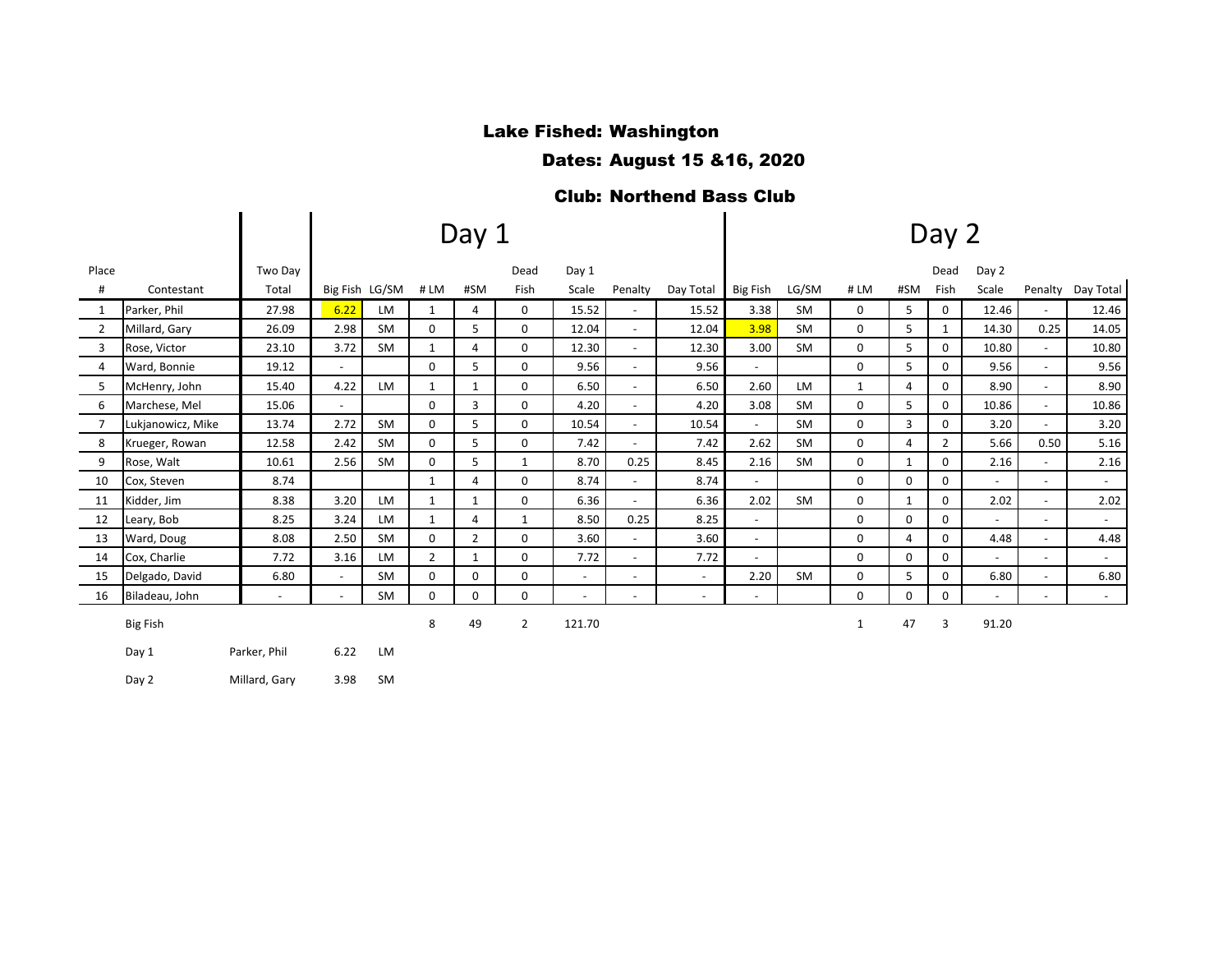**Lake Fished: Washington**

**Dates: August 15 &16, 2020**

**Club: Northend Bass Club**

| | | | Day 1 | | | | | | | | | Day 2 | | | | | | | |
|---|---|---|---|---|---|---|---|---|---|---|---|---|---|---|---|---|---|---|---|
| Place # | Contestant | Two Day Total | Big Fish | LG/SM | # LM | #SM | Dead Fish | Day 1 Scale | Penalty | Day Total | Big Fish | LG/SM | # LM | #SM | Dead Fish | Day 2 Scale | Penalty | Day Total |
| 1 | Parker, Phil | 27.98 | 6.22 | LM | 1 | 4 | 0 | 15.52 | - | 15.52 | 3.38 | SM | 0 | 5 | 0 | 12.46 | - | 12.46 |
| 2 | Millard, Gary | 26.09 | 2.98 | SM | 0 | 5 | 0 | 12.04 | - | 12.04 | 3.98 | SM | 0 | 5 | 1 | 14.30 | 0.25 | 14.05 |
| 3 | Rose, Victor | 23.10 | 3.72 | SM | 1 | 4 | 0 | 12.30 | - | 12.30 | 3.00 | SM | 0 | 5 | 0 | 10.80 | - | 10.80 |
| 4 | Ward, Bonnie | 19.12 | - | | 0 | 5 | 0 | 9.56 | - | 9.56 | - | | 0 | 5 | 0 | 9.56 | - | 9.56 |
| 5 | McHenry, John | 15.40 | 4.22 | LM | 1 | 1 | 0 | 6.50 | - | 6.50 | 2.60 | LM | 1 | 4 | 0 | 8.90 | - | 8.90 |
| 6 | Marchese, Mel | 15.06 | - | | 0 | 3 | 0 | 4.20 | - | 4.20 | 3.08 | SM | 0 | 5 | 0 | 10.86 | - | 10.86 |
| 7 | Lukjanowicz, Mike | 13.74 | 2.72 | SM | 0 | 5 | 0 | 10.54 | - | 10.54 | - | SM | 0 | 3 | 0 | 3.20 | - | 3.20 |
| 8 | Krueger, Rowan | 12.58 | 2.42 | SM | 0 | 5 | 0 | 7.42 | - | 7.42 | 2.62 | SM | 0 | 4 | 2 | 5.66 | 0.50 | 5.16 |
| 9 | Rose, Walt | 10.61 | 2.56 | SM | 0 | 5 | 1 | 8.70 | 0.25 | 8.45 | 2.16 | SM | 0 | 1 | 0 | 2.16 | - | 2.16 |
| 10 | Cox, Steven | 8.74 | | | 1 | 4 | 0 | 8.74 | - | 8.74 | - | | 0 | 0 | 0 | - | - | - |
| 11 | Kidder, Jim | 8.38 | 3.20 | LM | 1 | 1 | 0 | 6.36 | - | 6.36 | 2.02 | SM | 0 | 1 | 0 | 2.02 | - | 2.02 |
| 12 | Leary, Bob | 8.25 | 3.24 | LM | 1 | 4 | 1 | 8.50 | 0.25 | 8.25 | - | | 0 | 0 | 0 | - | - | - |
| 13 | Ward, Doug | 8.08 | 2.50 | SM | 0 | 2 | 0 | 3.60 | - | 3.60 | - | | 0 | 4 | 0 | 4.48 | - | 4.48 |
| 14 | Cox, Charlie | 7.72 | 3.16 | LM | 2 | 1 | 0 | 7.72 | - | 7.72 | - | | 0 | 0 | 0 | - | - | - |
| 15 | Delgado, David | 6.80 | - | SM | 0 | 0 | 0 | - | - | - | 2.20 | SM | 0 | 5 | 0 | 6.80 | - | 6.80 |
| 16 | Biladeau, John | - | - | SM | 0 | 0 | 0 | - | - | - | - | | 0 | 0 | 0 | - | - | - |
| | Big Fish | | | | 8 | 49 | 2 | 121.70 | | | | | 1 | 47 | 3 | 91.20 | | |
| | Day 1 | Parker, Phil | 6.22 | LM | | | | | | | | | | | | | | |
| | Day 2 | Millard, Gary | 3.98 | SM | | | | | | | | | | | | | | |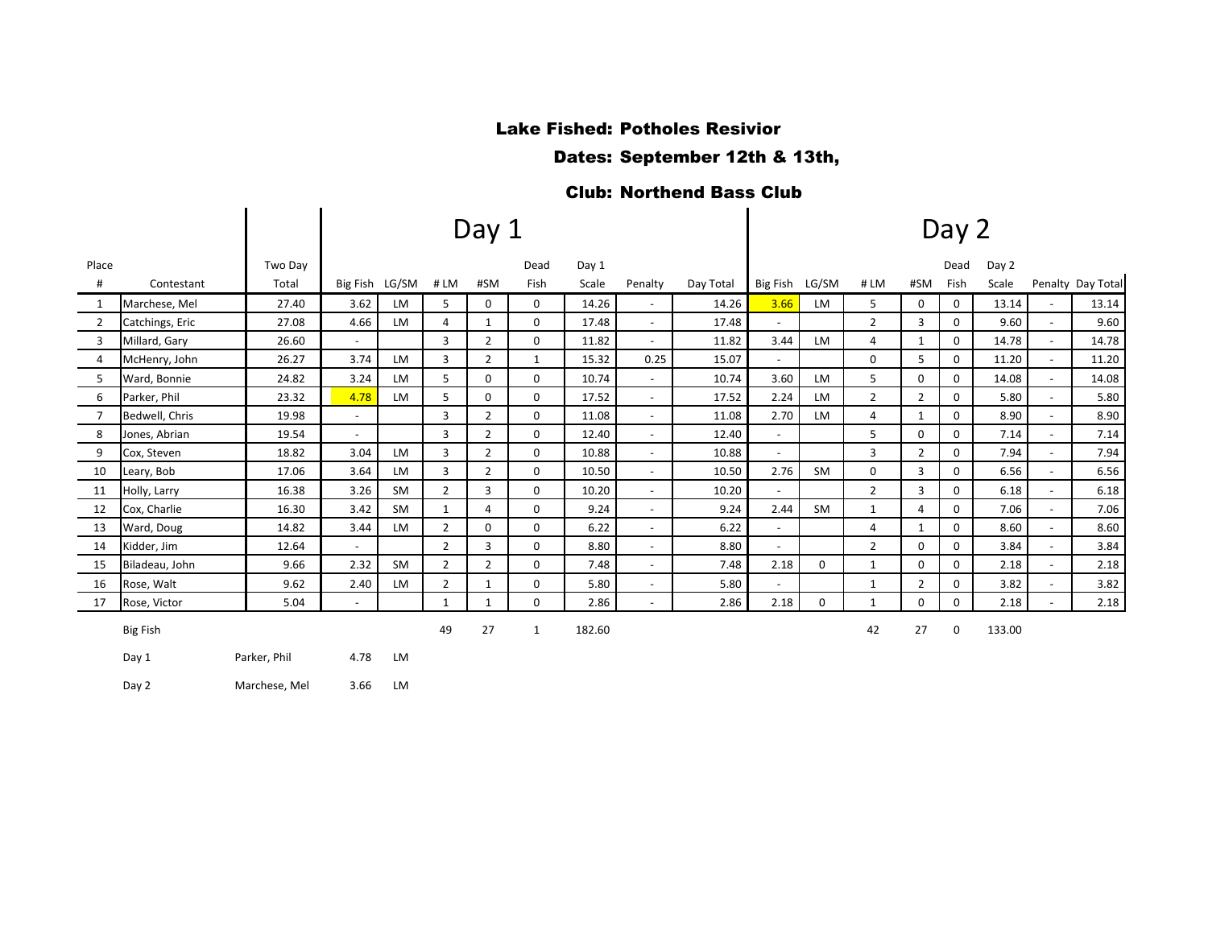**Lake Fished: Potholes Resivior**

**Dates: September 12th & 13th,**

**Club: Northend Bass Club**

| | | | Day 1 | | | | | | | | | Day 2 | | | | | | | | |
|---|---|---|---|---|---|---|---|---|---|---|---|---|---|---|---|---|---|---|---|---|
| Place # | Contestant | Two Day Total | Big Fish | LG/SM | # LM | #SM | Dead Fish | Day 1 Scale | Penalty | Day Total | Big Fish | LG/SM | # LM | #SM | Dead Fish | Day 2 Scale | Penalty | Day Total |
| 1 | Marchese, Mel | 27.40 | 3.62 | LM | 5 | 0 | 0 | 14.26 | - | 14.26 | 3.66 | LM | 5 | 0 | 0 | 13.14 | - | 13.14 |
| 2 | Catchings, Eric | 27.08 | 4.66 | LM | 4 | 1 | 0 | 17.48 | - | 17.48 | - | | 2 | 3 | 0 | 9.60 | - | 9.60 |
| 3 | Millard, Gary | 26.60 | - | | 3 | 2 | 0 | 11.82 | - | 11.82 | 3.44 | LM | 4 | 1 | 0 | 14.78 | - | 14.78 |
| 4 | McHenry, John | 26.27 | 3.74 | LM | 3 | 2 | 1 | 15.32 | 0.25 | 15.07 | - | | 0 | 5 | 0 | 11.20 | - | 11.20 |
| 5 | Ward, Bonnie | 24.82 | 3.24 | LM | 5 | 0 | 0 | 10.74 | - | 10.74 | 3.60 | LM | 5 | 0 | 0 | 14.08 | - | 14.08 |
| 6 | Parker, Phil | 23.32 | 4.78 | LM | 5 | 0 | 0 | 17.52 | - | 17.52 | 2.24 | LM | 2 | 2 | 0 | 5.80 | - | 5.80 |
| 7 | Bedwell, Chris | 19.98 | - | | 3 | 2 | 0 | 11.08 | - | 11.08 | 2.70 | LM | 4 | 1 | 0 | 8.90 | - | 8.90 |
| 8 | Jones, Abrian | 19.54 | - | | 3 | 2 | 0 | 12.40 | - | 12.40 | - | | 5 | 0 | 0 | 7.14 | - | 7.14 |
| 9 | Cox, Steven | 18.82 | 3.04 | LM | 3 | 2 | 0 | 10.88 | - | 10.88 | - | | 3 | 2 | 0 | 7.94 | - | 7.94 |
| 10 | Leary, Bob | 17.06 | 3.64 | LM | 3 | 2 | 0 | 10.50 | - | 10.50 | 2.76 | SM | 0 | 3 | 0 | 6.56 | - | 6.56 |
| 11 | Holly, Larry | 16.38 | 3.26 | SM | 2 | 3 | 0 | 10.20 | - | 10.20 | - | | 2 | 3 | 0 | 6.18 | - | 6.18 |
| 12 | Cox, Charlie | 16.30 | 3.42 | SM | 1 | 4 | 0 | 9.24 | - | 9.24 | 2.44 | SM | 1 | 4 | 0 | 7.06 | - | 7.06 |
| 13 | Ward, Doug | 14.82 | 3.44 | LM | 2 | 0 | 0 | 6.22 | - | 6.22 | - | | 4 | 1 | 0 | 8.60 | - | 8.60 |
| 14 | Kidder, Jim | 12.64 | - | | 2 | 3 | 0 | 8.80 | - | 8.80 | - | | 2 | 0 | 0 | 3.84 | - | 3.84 |
| 15 | Biladeau, John | 9.66 | 2.32 | SM | 2 | 2 | 0 | 7.48 | - | 7.48 | 2.18 | 0 | 1 | 0 | 0 | 2.18 | - | 2.18 |
| 16 | Rose, Walt | 9.62 | 2.40 | LM | 2 | 1 | 0 | 5.80 | - | 5.80 | - | | 1 | 2 | 0 | 3.82 | - | 3.82 |
| 17 | Rose, Victor | 5.04 | - | | 1 | 1 | 0 | 2.86 | - | 2.86 | 2.18 | 0 | 1 | 0 | 0 | 2.18 | - | 2.18 |
| | | | | | 49 | 27 | 1 | 182.60 | | | | | 42 | 27 | 0 | 133.00 | | |

| Big Fish | | | |
|---|---|---|---|
| Day 1 | Parker, Phil | 4.78 | LM |
| Day 2 | Marchese, Mel | 3.66 | LM |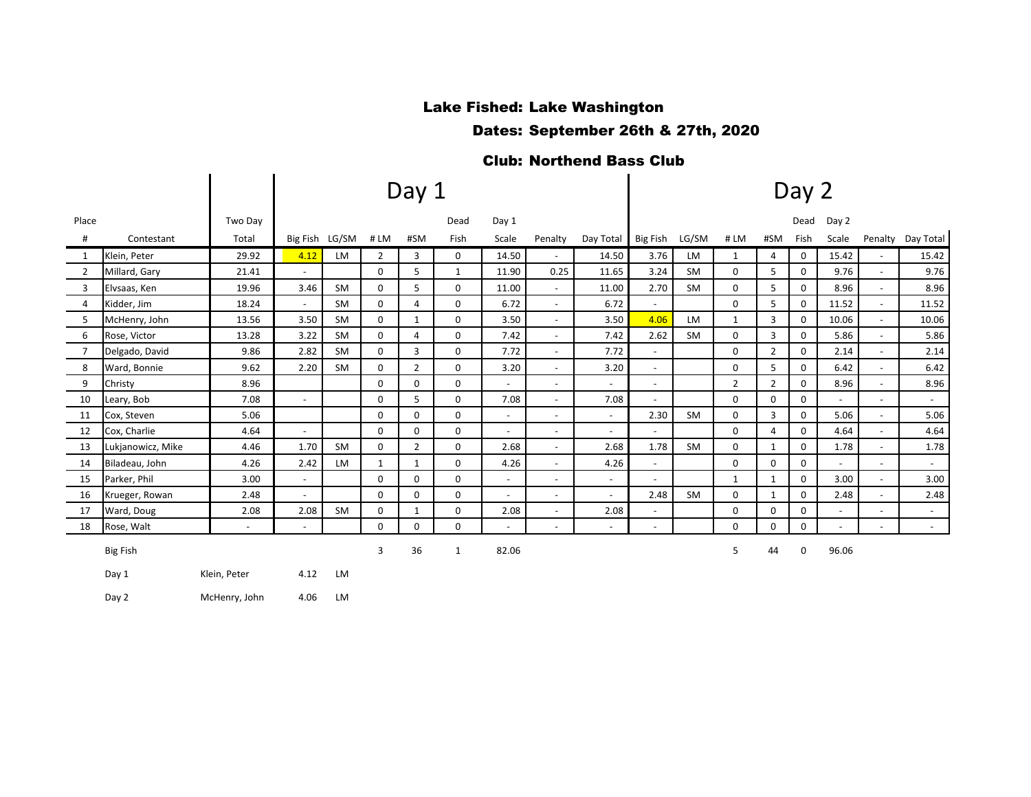**Lake Fished: Lake Washington**

**Dates: September 26th & 27th, 2020**

**Club: Northend Bass Club**

| Place | | Two Day | Day 1 | | | | | | | | Day 2 | | | | | | | |
|---|---|---|---|---|---|---|---|---|---|---|---|---|---|---|---|---|---|---|
| # | Contestant | Total | Big Fish | LG/SM | # LM | #SM | Dead Fish | Day 1 Scale | Penalty | Day Total | Big Fish | LG/SM | # LM | #SM | Dead Fish | Day 2 Scale | Penalty | Day Total |
| 1 | Klein, Peter | 29.92 | 4.12 | LM | 2 | 3 | 0 | 14.50 | - | 14.50 | 3.76 | LM | 1 | 4 | 0 | 15.42 | - | 15.42 |
| 2 | Millard, Gary | 21.41 | - | | 0 | 5 | 1 | 11.90 | 0.25 | 11.65 | 3.24 | SM | 0 | 5 | 0 | 9.76 | - | 9.76 |
| 3 | Elvsaas, Ken | 19.96 | 3.46 | SM | 0 | 5 | 0 | 11.00 | - | 11.00 | 2.70 | SM | 0 | 5 | 0 | 8.96 | - | 8.96 |
| 4 | Kidder, Jim | 18.24 | - | SM | 0 | 4 | 0 | 6.72 | - | 6.72 | - | | 0 | 5 | 0 | 11.52 | - | 11.52 |
| 5 | McHenry, John | 13.56 | 3.50 | SM | 0 | 1 | 0 | 3.50 | - | 3.50 | 4.06 | LM | 1 | 3 | 0 | 10.06 | - | 10.06 |
| 6 | Rose, Victor | 13.28 | 3.22 | SM | 0 | 4 | 0 | 7.42 | - | 7.42 | 2.62 | SM | 0 | 3 | 0 | 5.86 | - | 5.86 |
| 7 | Delgado, David | 9.86 | 2.82 | SM | 0 | 3 | 0 | 7.72 | - | 7.72 | - | | 0 | 2 | 0 | 2.14 | - | 2.14 |
| 8 | Ward, Bonnie | 9.62 | 2.20 | SM | 0 | 2 | 0 | 3.20 | - | 3.20 | - | | 0 | 5 | 0 | 6.42 | - | 6.42 |
| 9 | Christy | 8.96 | | | 0 | 0 | 0 | - | - | - | - | | 2 | 2 | 0 | 8.96 | - | 8.96 |
| 10 | Leary, Bob | 7.08 | - | | 0 | 5 | 0 | 7.08 | - | 7.08 | - | | 0 | 0 | 0 | - | - | - |
| 11 | Cox, Steven | 5.06 | | | 0 | 0 | 0 | - | - | - | 2.30 | SM | 0 | 3 | 0 | 5.06 | - | 5.06 |
| 12 | Cox, Charlie | 4.64 | - | | 0 | 0 | 0 | - | - | - | - | | 0 | 4 | 0 | 4.64 | - | 4.64 |
| 13 | Lukjanowicz, Mike | 4.46 | 1.70 | SM | 0 | 2 | 0 | 2.68 | - | 2.68 | 1.78 | SM | 0 | 1 | 0 | 1.78 | - | 1.78 |
| 14 | Biladeau, John | 4.26 | 2.42 | LM | 1 | 1 | 0 | 4.26 | - | 4.26 | - | | 0 | 0 | 0 | - | - | - |
| 15 | Parker, Phil | 3.00 | - | | 0 | 0 | 0 | - | - | - | - | | 1 | 1 | 0 | 3.00 | - | 3.00 |
| 16 | Krueger, Rowan | 2.48 | - | | 0 | 0 | 0 | - | - | - | 2.48 | SM | 0 | 1 | 0 | 2.48 | - | 2.48 |
| 17 | Ward, Doug | 2.08 | 2.08 | SM | 0 | 1 | 0 | 2.08 | - | 2.08 | - | | 0 | 0 | 0 | - | - | - |
| 18 | Rose, Walt | - | - | | 0 | 0 | 0 | - | - | - | - | | 0 | 0 | 0 | - | - | - |
| | Big Fish | | | | 3 | 36 | 1 | 82.06 | | | | | 5 | 44 | 0 | 96.06 | | |
| | Day 1 | Klein, Peter | 4.12 | LM | | | | | | | | | | | | | | |
| | Day 2 | McHenry, John | 4.06 | LM | | | | | | | | | | | | | | |